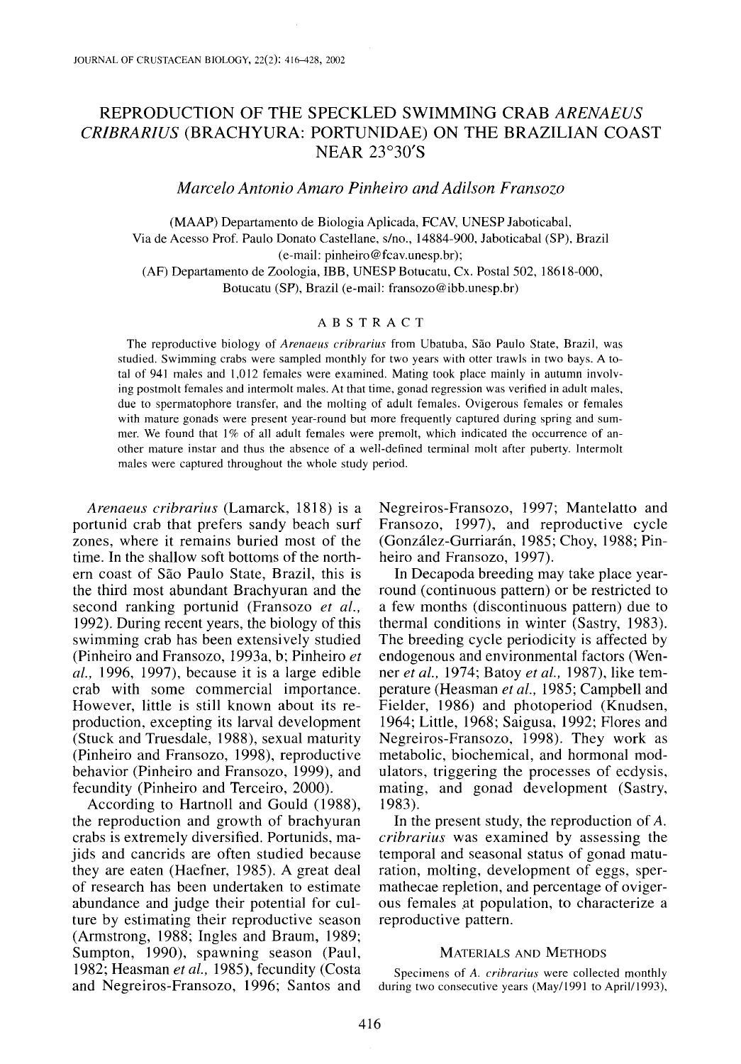# REPRODUCTION OF THE SPECKLED SWIMMING CRAB *ARENAEUS CRIBRARIUS* (BRACHYURA: PORTUNIDAE) ON THE BRAZILIAN COAST NEAR 23°30′S

*Marcelo Antonio Amaro Pinheiro and Adilson Fransozo*

(MAAP) Departamento de Biologia Aplicada, FCAV, UNESP Jaboticabal, Via de Acesso Prof. Paulo Donato Castellane, s/no., 14884-900, Jaboticabal (SP), Brazil (e-mail: pinheiro@fcav.unesp.br);
(AF) Departamento de Zoologia, IBB, UNESP Botucatu, Cx. Postal 502, 18618-000, Botucatu (SP), Brazil (e-mail: fransozo@ibb.unesp.br)

## ABSTRACT

The reproductive biology of *Arenaeus cribrarius* from Ubatuba, São Paulo State, Brazil, was studied. Swimming crabs were sampled monthly for two years with otter trawls in two bays. A total of 941 males and 1,012 females were examined. Mating took place mainly in autumn involving postmolt females and intermolt males. At that time, gonad regression was verified in adult males, due to spermatophore transfer, and the molting of adult females. Ovigerous females or females with mature gonads were present year-round but more frequently captured during spring and summer. We found that 1% of all adult females were premolt, which indicated the occurrence of another mature instar and thus the absence of a well-defined terminal molt after puberty. Intermolt males were captured throughout the whole study period.

*Arenaeus cribrarius* (Lamarck, 1818) is a portunid crab that prefers sandy beach surf zones, where it remains buried most of the time. In the shallow soft bottoms of the northern coast of São Paulo State, Brazil, this is the third most abundant Brachyuran and the second ranking portunid (Fransozo *et al.*, 1992). During recent years, the biology of this swimming crab has been extensively studied (Pinheiro and Fransozo, 1993a, b; Pinheiro *et al.*, 1996, 1997), because it is a large edible crab with some commercial importance. However, little is still known about its reproduction, excepting its larval development (Stuck and Truesdale, 1988), sexual maturity (Pinheiro and Fransozo, 1998), reproductive behavior (Pinheiro and Fransozo, 1999), and fecundity (Pinheiro and Terceiro, 2000).

According to Hartnoll and Gould (1988), the reproduction and growth of brachyuran crabs is extremely diversified. Portunids, majids and cancrids are often studied because they are eaten (Haefner, 1985). A great deal of research has been undertaken to estimate abundance and judge their potential for culture by estimating their reproductive season (Armstrong, 1988; Ingles and Braum, 1989; Sumpton, 1990), spawning season (Paul, 1982; Heasman *et al.*, 1985), fecundity (Costa and Negreiros-Fransozo, 1996; Santos and Negreiros-Fransozo, 1997; Mantelatto and Fransozo, 1997), and reproductive cycle (González-Gurriarán, 1985; Choy, 1988; Pinheiro and Fransozo, 1997).

In Decapoda breeding may take place year-round (continuous pattern) or be restricted to a few months (discontinuous pattern) due to thermal conditions in winter (Sastry, 1983). The breeding cycle periodicity is affected by endogenous and environmental factors (Wenner *et al.*, 1974; Batoy *et al.*, 1987), like temperature (Heasman *et al.*, 1985; Campbell and Fielder, 1986) and photoperiod (Knudsen, 1964; Little, 1968; Saigusa, 1992; Flores and Negreiros-Fransozo, 1998). They work as metabolic, biochemical, and hormonal modulators, triggering the processes of ecdysis, mating, and gonad development (Sastry, 1983).

In the present study, the reproduction of *A. cribrarius* was examined by assessing the temporal and seasonal status of gonad maturation, molting, development of eggs, spermathecae repletion, and percentage of ovigerous females at population, to characterize a reproductive pattern.

## MATERIALS AND METHODS

Specimens of *A. cribrarius* were collected monthly during two consecutive years (May/1991 to April/1993),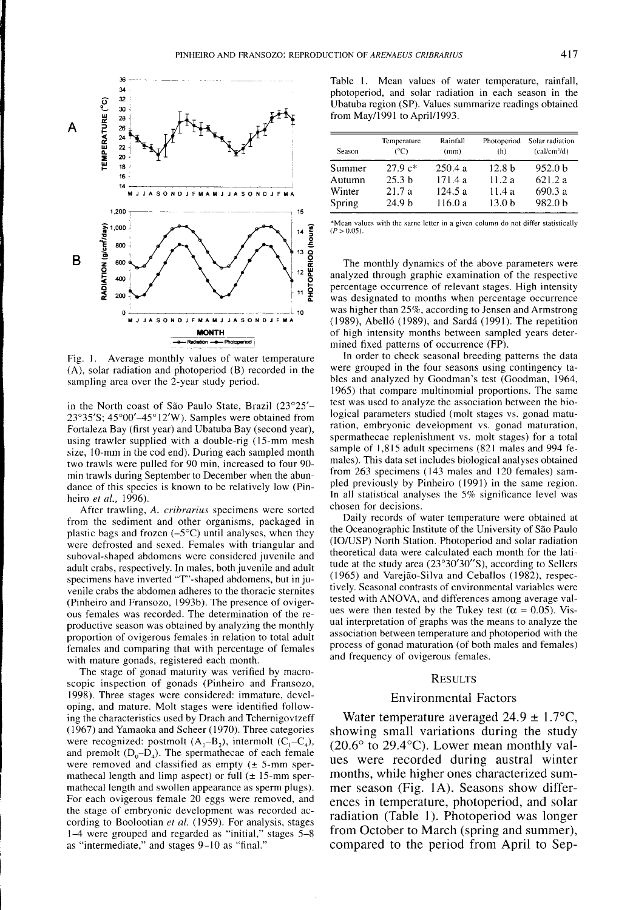Fig. 1. Average monthly values of water temperature (A), solar radiation and photoperiod (B) recorded in the sampling area over the 2-year study period.

in the North coast of São Paulo State, Brazil (23°25′–23°35′S; 45°00′–45°12′W). Samples were obtained from Fortaleza Bay (first year) and Ubatuba Bay (second year), using trawler supplied with a double-rig (15-mm mesh size, 10-mm in the cod end). During each sampled month two trawls were pulled for 90 min, increased to four 90-min trawls during September to December when the abundance of this species is known to be relatively low (Pinheiro *et al.*, 1996).

After trawling, *A. cribrarius* specimens were sorted from the sediment and other organisms, packaged in plastic bags and frozen (−5°C) until analyses, when they were defrosted and sexed. Females with triangular and suboval-shaped abdomens were considered juvenile and adult crabs, respectively. In males, both juvenile and adult specimens have inverted "T"-shaped abdomens, but in juvenile crabs the abdomen adheres to the thoracic sternites (Pinheiro and Fransozo, 1993b). The presence of ovigerous females was recorded. The determination of the reproductive season was obtained by analyzing the monthly proportion of ovigerous females in relation to total adult females and comparing that with percentage of females with mature gonads, registered each month.

The stage of gonad maturity was verified by macroscopic inspection of gonads (Pinheiro and Fransozo, 1998). Three stages were considered: immature, developing, and mature. Molt stages were identified following the characteristics used by Drach and Tchernigovtzeff (1967) and Yamaoka and Scheer (1970). Three categories were recognized: postmolt ($A_1$–$B_2$), intermolt ($C_1$–$C_4$), and premolt ($D_0$–$D_4$). The spermathecae of each female were removed and classified as empty (± 5-mm spermathecal length and limp aspect) or full (± 15-mm spermathecal length and swollen appearance as sperm plugs). For each ovigerous female 20 eggs were removed, and the stage of embryonic development was recorded according to Boolootian *et al.* (1959). For analysis, stages 1–4 were grouped and regarded as "initial," stages 5–8 as "intermediate," and stages 9–10 as "final."

Table 1. Mean values of water temperature, rainfall, photoperiod, and solar radiation in each season in the Ubatuba region (SP). Values summarize readings obtained from May/1991 to April/1993.

| Season | Temperature (°C) | Rainfall (mm) | Photoperiod (h) | Solar radiation (cal/cm²/d) |
|---|---|---|---|---|
| Summer | 27.9 c* | 250.4 a | 12.8 b | 952.0 b |
| Autumn | 25.3 b | 171.4 a | 11.2 a | 621.2 a |
| Winter | 21.7 a | 124.5 a | 11.4 a | 690.3 a |
| Spring | 24.9 b | 116.0 a | 13.0 b | 982.0 b |

*Mean values with the same letter in a given column do not differ statistically ($P > 0.05$).

The monthly dynamics of the above parameters were analyzed through graphic examination of the respective percentage occurrence of relevant stages. High intensity was designated to months when percentage occurrence was higher than 25%, according to Jensen and Armstrong (1989), Abelló (1989), and Sardá (1991). The repetition of high intensity months between sampled years determined fixed patterns of occurrence (FP).

In order to check seasonal breeding patterns the data were grouped in the four seasons using contingency tables and analyzed by Goodman's test (Goodman, 1964, 1965) that compare multinomial proportions. The same test was used to analyze the association between the biological parameters studied (molt stages vs. gonad maturation, embryonic development vs. gonad maturation, spermathecae replenishment vs. molt stages) for a total sample of 1,815 adult specimens (821 males and 994 females). This data set includes biological analyses obtained from 263 specimens (143 males and 120 females) sampled previously by Pinheiro (1991) in the same region. In all statistical analyses the 5% significance level was chosen for decisions.

Daily records of water temperature were obtained at the Oceanographic Institute of the University of São Paulo (IO/USP) North Station. Photoperiod and solar radiation theoretical data were calculated each month for the latitude at the study area (23°30′30″S), according to Sellers (1965) and Varejão-Silva and Ceballos (1982), respectively. Seasonal contrasts of environmental variables were tested with ANOVA, and differences among average values were then tested by the Tukey test ($\alpha = 0.05$). Visual interpretation of graphs was the means to analyze the association between temperature and photoperiod with the process of gonad maturation (of both males and females) and frequency of ovigerous females.

## Results

### Environmental Factors

Water temperature averaged 24.9 ± 1.7°C, showing small variations during the study (20.6° to 29.4°C). Lower mean monthly values were recorded during austral winter months, while higher ones characterized summer season (Fig. 1A). Seasons show differences in temperature, photoperiod, and solar radiation (Table 1). Photoperiod was longer from October to March (spring and summer), compared to the period from April to Sep-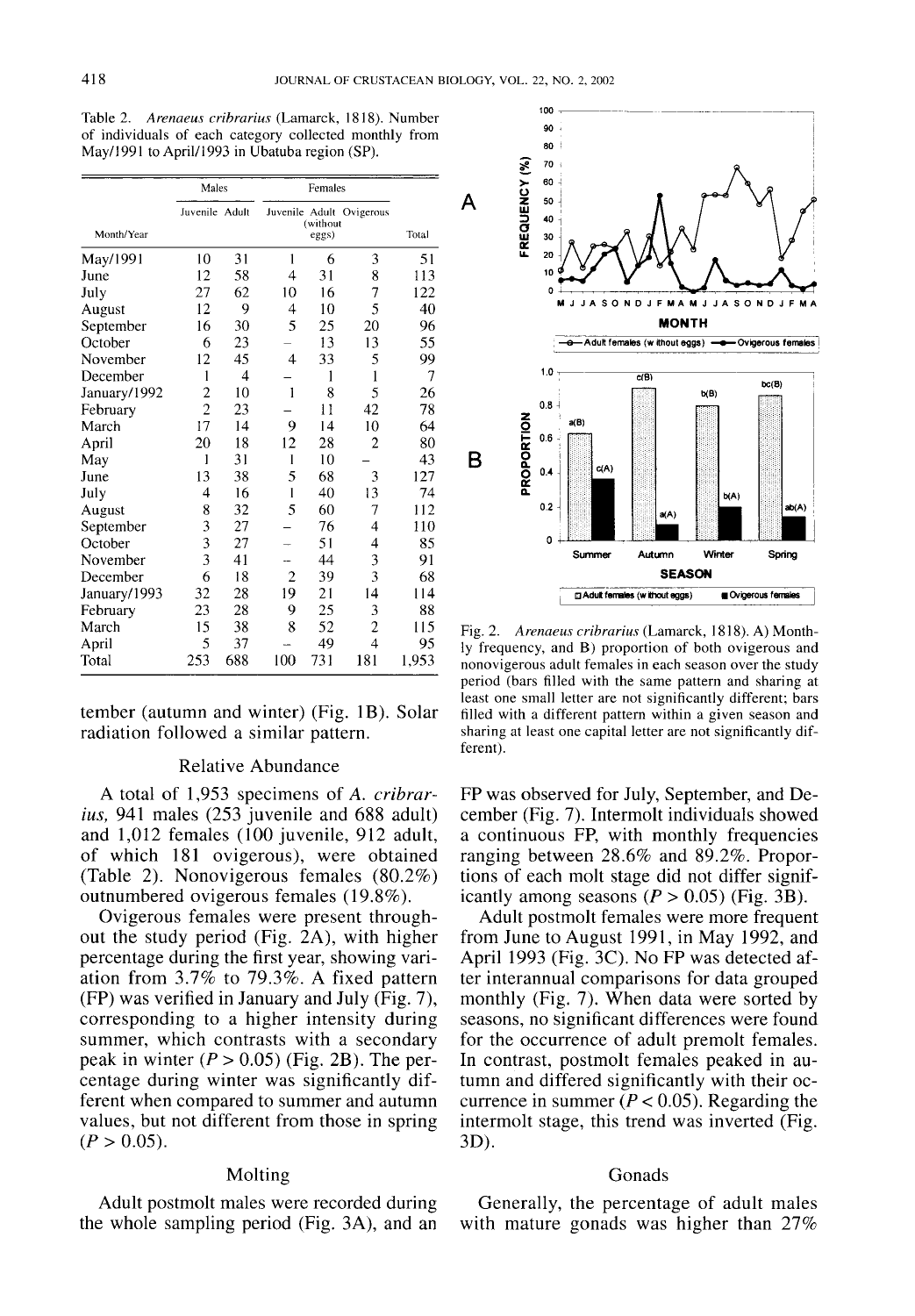Table 2. *Arenaeus cribrarius* (Lamarck, 1818). Number of individuals of each category collected monthly from May/1991 to April/1993 in Ubatuba region (SP).

| | Males | | Females | | | |
|---|---|---|---|---|---|---|
| Month/Year | Juvenile | Adult | Juvenile | Adult (without eggs) | Ovigerous | Total |
| May/1991 | 10 | 31 | 1 | 6 | 3 | 51 |
| June | 12 | 58 | 4 | 31 | 8 | 113 |
| July | 27 | 62 | 10 | 16 | 7 | 122 |
| August | 12 | 9 | 4 | 10 | 5 | 40 |
| September | 16 | 30 | 5 | 25 | 20 | 96 |
| October | 6 | 23 | – | 13 | 13 | 55 |
| November | 12 | 45 | 4 | 33 | 5 | 99 |
| December | 1 | 4 | – | 1 | 1 | 7 |
| January/1992 | 2 | 10 | 1 | 8 | 5 | 26 |
| February | 2 | 23 | – | 11 | 42 | 78 |
| March | 17 | 14 | 9 | 14 | 10 | 64 |
| April | 20 | 18 | 12 | 28 | 2 | 80 |
| May | 1 | 31 | 1 | 10 | – | 43 |
| June | 13 | 38 | 5 | 68 | 3 | 127 |
| July | 4 | 16 | 1 | 40 | 13 | 74 |
| August | 8 | 32 | 5 | 60 | 7 | 112 |
| September | 3 | 27 | – | 76 | 4 | 110 |
| October | 3 | 27 | – | 51 | 4 | 85 |
| November | 3 | 41 | – | 44 | 3 | 91 |
| December | 6 | 18 | 2 | 39 | 3 | 68 |
| January/1993 | 32 | 28 | 19 | 21 | 14 | 114 |
| February | 23 | 28 | 9 | 25 | 3 | 88 |
| March | 15 | 38 | 8 | 52 | 2 | 115 |
| April | 5 | 37 | – | 49 | 4 | 95 |
| Total | 253 | 688 | 100 | 731 | 181 | 1,953 |

tember (autumn and winter) (Fig. 1B). Solar radiation followed a similar pattern.

## Relative Abundance

A total of 1,953 specimens of *A. cribrarius,* 941 males (253 juvenile and 688 adult) and 1,012 females (100 juvenile, 912 adult, of which 181 ovigerous), were obtained (Table 2). Nonovigerous females (80.2%) outnumbered ovigerous females (19.8%).

Ovigerous females were present throughout the study period (Fig. 2A), with higher percentage during the first year, showing variation from 3.7% to 79.3%. A fixed pattern (FP) was verified in January and July (Fig. 7), corresponding to a higher intensity during summer, which contrasts with a secondary peak in winter ($P > 0.05$) (Fig. 2B). The percentage during winter was significantly different when compared to summer and autumn values, but not different from those in spring ($P > 0.05$).

## Molting

Adult postmolt males were recorded during the whole sampling period (Fig. 3A), and an FP was observed for July, September, and December (Fig. 7). Intermolt individuals showed a continuous FP, with monthly frequencies ranging between 28.6% and 89.2%. Proportions of each molt stage did not differ significantly among seasons ($P > 0.05$) (Fig. 3B).

Adult postmolt females were more frequent from June to August 1991, in May 1992, and April 1993 (Fig. 3C). No FP was detected after interannual comparisons for data grouped monthly (Fig. 7). When data were sorted by seasons, no significant differences were found for the occurrence of adult premolt females. In contrast, postmolt females peaked in autumn and differed significantly with their occurrence in summer ($P < 0.05$). Regarding the intermolt stage, this trend was inverted (Fig. 3D).

Fig. 2. *Arenaeus cribrarius* (Lamarck, 1818). A) Monthly frequency, and B) proportion of both ovigerous and nonovigerous adult females in each season over the study period (bars filled with the same pattern and sharing at least one small letter are not significantly different; bars filled with a different pattern within a given season and sharing at least one capital letter are not significantly different).

## Gonads

Generally, the percentage of adult males with mature gonads was higher than 27%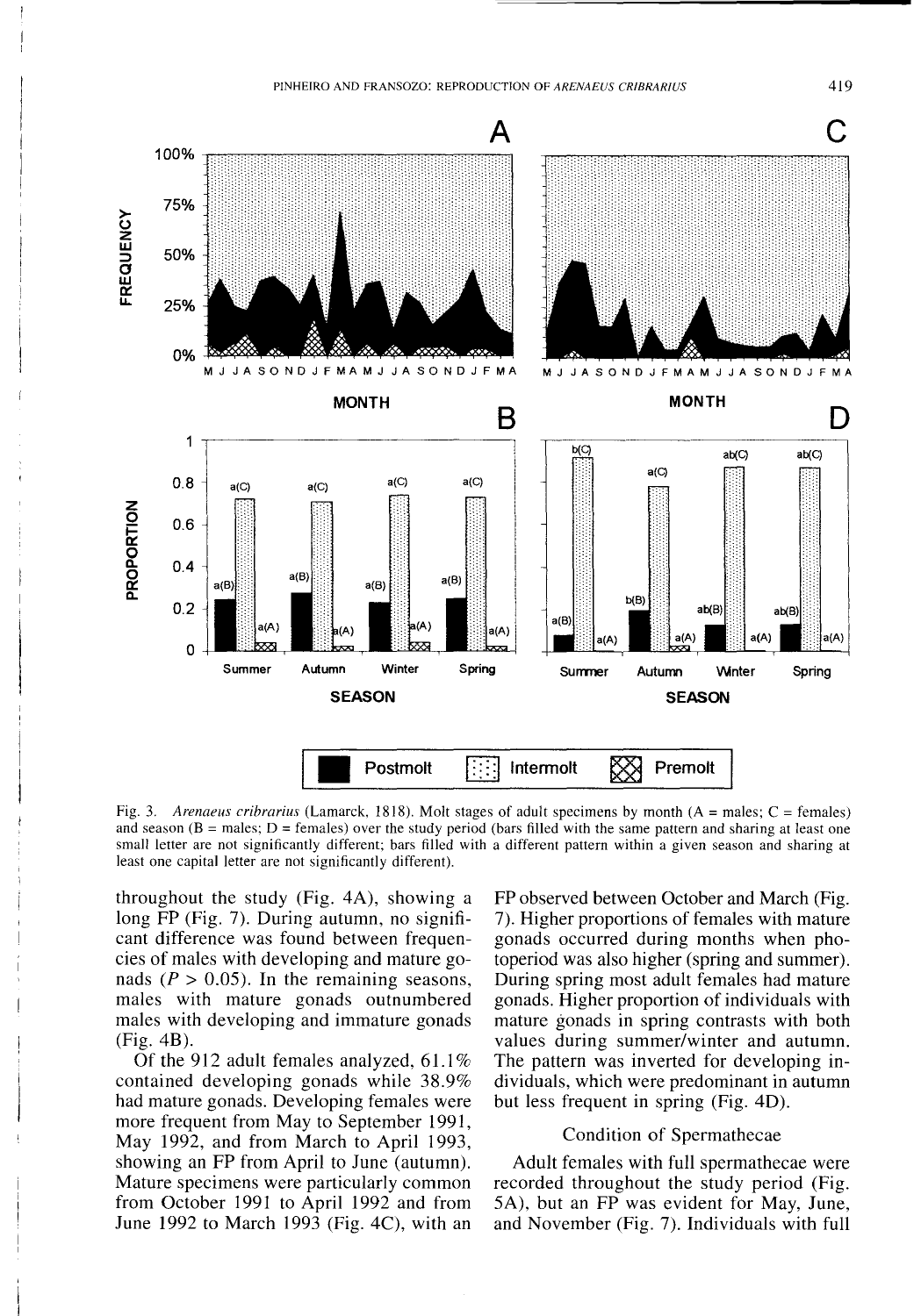Fig. 3. *Arenaeus cribrarius* (Lamarck, 1818). Molt stages of adult specimens by month (A = males; C = females) and season (B = males; D = females) over the study period (bars filled with the same pattern and sharing at least one small letter are not significantly different; bars filled with a different pattern within a given season and sharing at least one capital letter are not significantly different).

throughout the study (Fig. 4A), showing a long FP (Fig. 7). During autumn, no significant difference was found between frequencies of males with developing and mature gonads ($P > 0.05$). In the remaining seasons, males with mature gonads outnumbered males with developing and immature gonads (Fig. 4B).

Of the 912 adult females analyzed, 61.1% contained developing gonads while 38.9% had mature gonads. Developing females were more frequent from May to September 1991, May 1992, and from March to April 1993, showing an FP from April to June (autumn). Mature specimens were particularly common from October 1991 to April 1992 and from June 1992 to March 1993 (Fig. 4C), with an FP observed between October and March (Fig. 7). Higher proportions of females with mature gonads occurred during months when photoperiod was also higher (spring and summer). During spring most adult females had mature gonads. Higher proportion of individuals with mature gonads in spring contrasts with both values during summer/winter and autumn. The pattern was inverted for developing individuals, which were predominant in autumn but less frequent in spring (Fig. 4D).

### Condition of Spermathecae

Adult females with full spermathecae were recorded throughout the study period (Fig. 5A), but an FP was evident for May, June, and November (Fig. 7). Individuals with full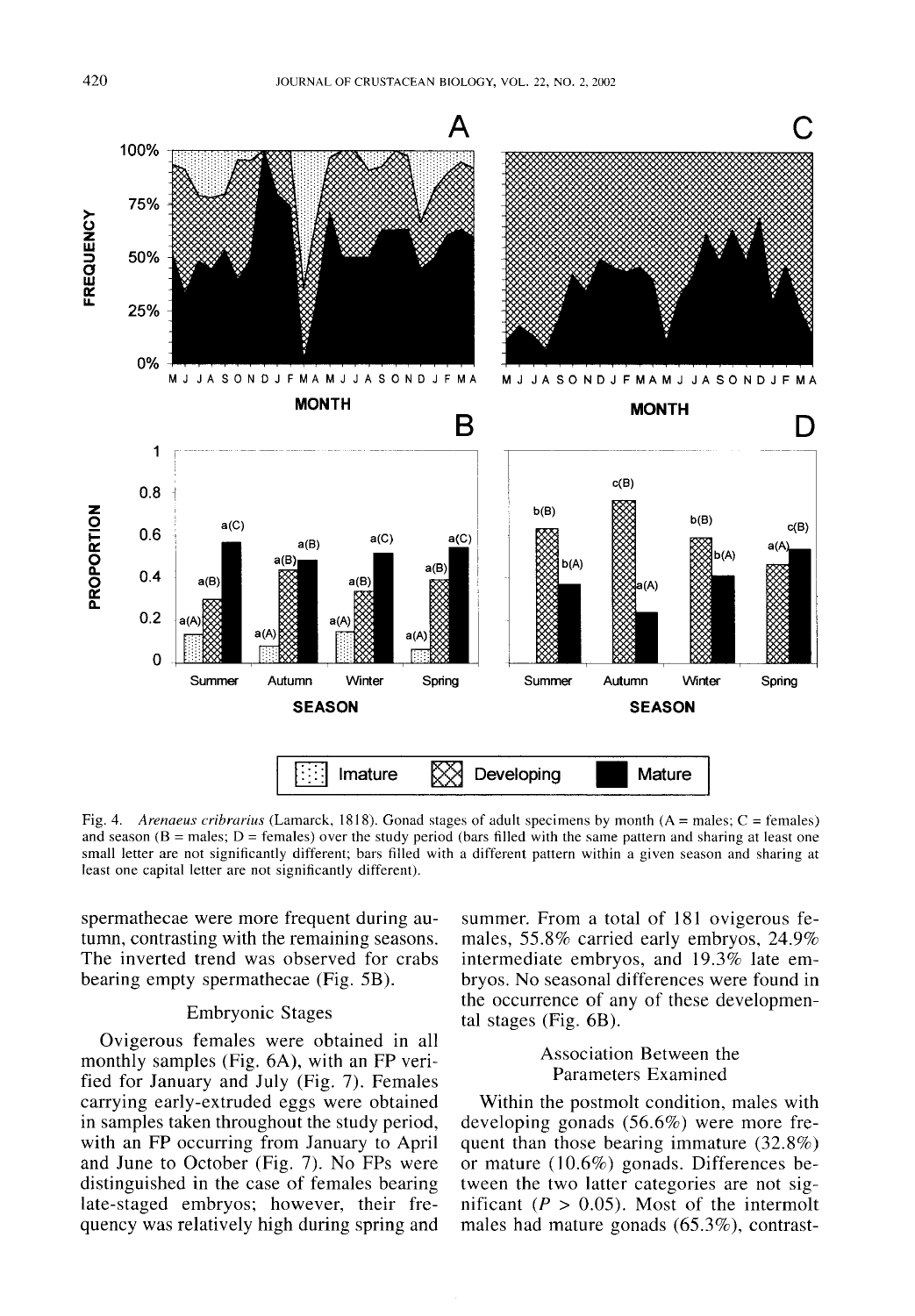Fig. 4. *Arenaeus cribrarius* (Lamarck, 1818). Gonad stages of adult specimens by month (A = males; C = females) and season (B = males; D = females) over the study period (bars filled with the same pattern and sharing at least one small letter are not significantly different; bars filled with a different pattern within a given season and sharing at least one capital letter are not significantly different).

spermathecae were more frequent during autumn, contrasting with the remaining seasons. The inverted trend was observed for crabs bearing empty spermathecae (Fig. 5B).

### Embryonic Stages

Ovigerous females were obtained in all monthly samples (Fig. 6A), with an FP verified for January and July (Fig. 7). Females carrying early-extruded eggs were obtained in samples taken throughout the study period, with an FP occurring from January to April and June to October (Fig. 7). No FPs were distinguished in the case of females bearing late-staged embryos; however, their frequency was relatively high during spring and summer. From a total of 181 ovigerous females, 55.8% carried early embryos, 24.9% intermediate embryos, and 19.3% late embryos. No seasonal differences were found in the occurrence of any of these developmental stages (Fig. 6B).

### Association Between the Parameters Examined

Within the postmolt condition, males with developing gonads (56.6%) were more frequent than those bearing immature (32.8%) or mature (10.6%) gonads. Differences between the two latter categories are not significant ($P > 0.05$). Most of the intermolt males had mature gonads (65.3%), contrast-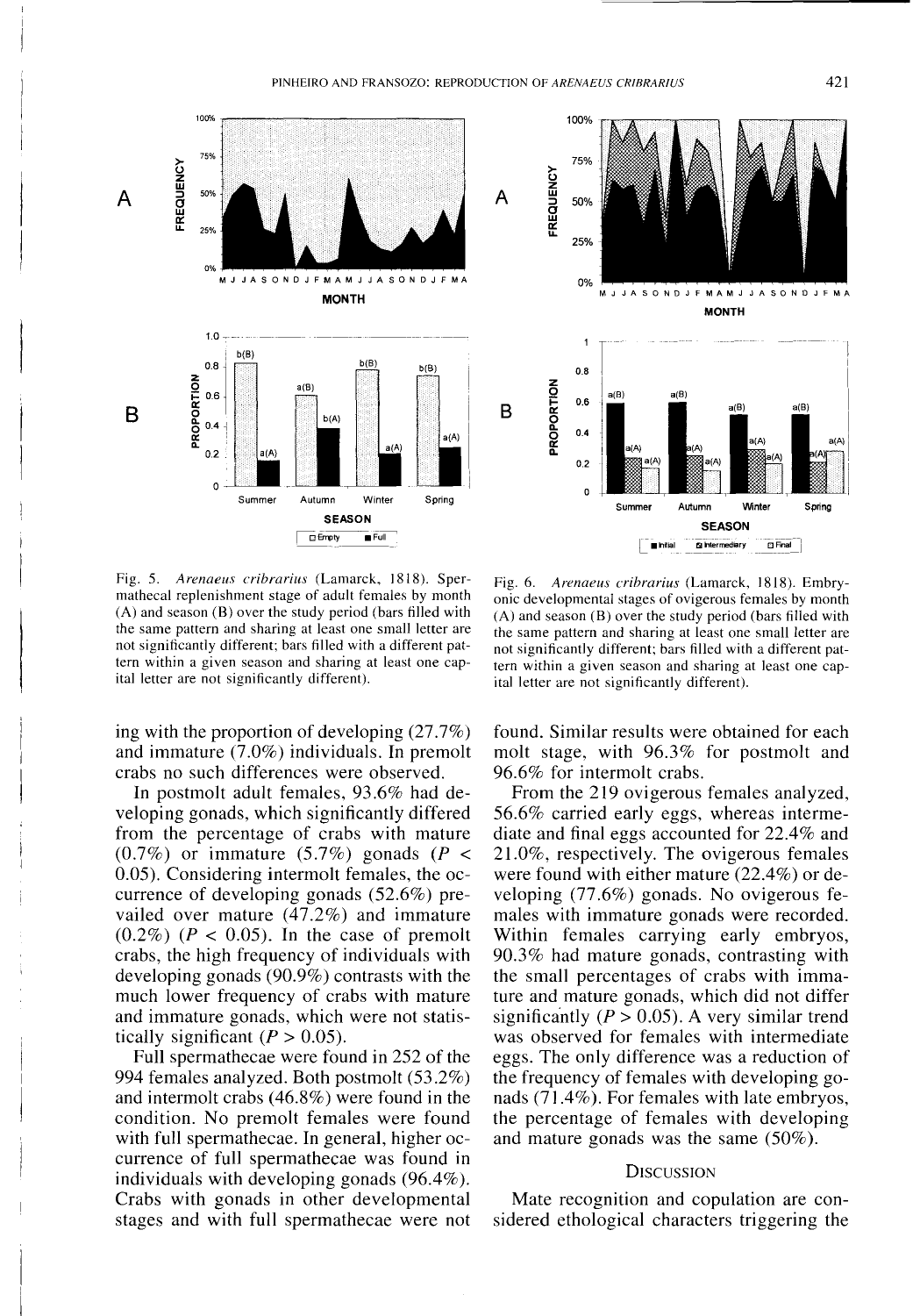Fig. 5. *Arenaeus cribrarius* (Lamarck, 1818). Spermathecal replenishment stage of adult females by month (A) and season (B) over the study period (bars filled with the same pattern and sharing at least one small letter are not significantly different; bars filled with a different pattern within a given season and sharing at least one capital letter are not significantly different).

Fig. 6. *Arenaeus cribrarius* (Lamarck, 1818). Embryonic developmental stages of ovigerous females by month (A) and season (B) over the study period (bars filled with the same pattern and sharing at least one small letter are not significantly different; bars filled with a different pattern within a given season and sharing at least one capital letter are not significantly different).

ing with the proportion of developing (27.7%) and immature (7.0%) individuals. In premolt crabs no such differences were observed.

In postmolt adult females, 93.6% had developing gonads, which significantly differed from the percentage of crabs with mature (0.7%) or immature (5.7%) gonads ($P < 0.05$). Considering intermolt females, the occurrence of developing gonads (52.6%) prevailed over mature (47.2%) and immature (0.2%) ($P < 0.05$). In the case of premolt crabs, the high frequency of individuals with developing gonads (90.9%) contrasts with the much lower frequency of crabs with mature and immature gonads, which were not statistically significant ($P > 0.05$).

Full spermathecae were found in 252 of the 994 females analyzed. Both postmolt (53.2%) and intermolt crabs (46.8%) were found in the condition. No premolt females were found with full spermathecae. In general, higher occurrence of full spermathecae was found in individuals with developing gonads (96.4%). Crabs with gonads in other developmental stages and with full spermathecae were not found. Similar results were obtained for each molt stage, with 96.3% for postmolt and 96.6% for intermolt crabs.

From the 219 ovigerous females analyzed, 56.6% carried early eggs, whereas intermediate and final eggs accounted for 22.4% and 21.0%, respectively. The ovigerous females were found with either mature (22.4%) or developing (77.6%) gonads. No ovigerous females with immature gonads were recorded. Within females carrying early embryos, 90.3% had mature gonads, contrasting with the small percentages of crabs with immature and mature gonads, which did not differ significantly ($P > 0.05$). A very similar trend was observed for females with intermediate eggs. The only difference was a reduction of the frequency of females with developing gonads (71.4%). For females with late embryos, the percentage of females with developing and mature gonads was the same (50%).

## Discussion

Mate recognition and copulation are considered ethological characters triggering the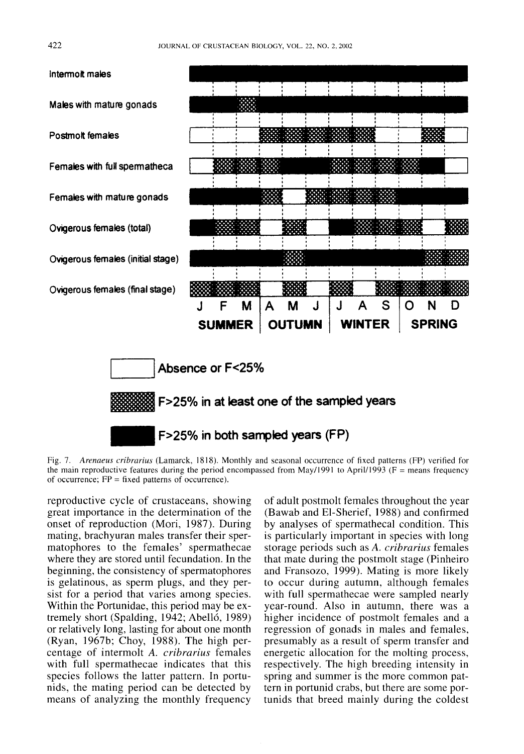Intermolt males

Males with mature gonads

Postmolt females

Females with full spermatheca

Females with mature gonads

Ovigerous females (total)

Ovigerous females (initial stage)

Ovigerous females (final stage)

J F M | A M J | J A S | O N D

SUMMER | OUTUMN | WINTER | SPRING

Absence or F<25%

F>25% in at least one of the sampled years

F>25% in both sampled years (FP)

Fig. 7. *Arenaeus cribrarius* (Lamarck, 1818). Monthly and seasonal occurrence of fixed patterns (FP) verified for the main reproductive features during the period encompassed from May/1991 to April/1993 (F = means frequency of occurrence; FP = fixed patterns of occurrence).

reproductive cycle of crustaceans, showing great importance in the determination of the onset of reproduction (Mori, 1987). During mating, brachyuran males transfer their spermatophores to the females' spermathecae where they are stored until fecundation. In the beginning, the consistency of spermatophores is gelatinous, as sperm plugs, and they persist for a period that varies among species. Within the Portunidae, this period may be extremely short (Spalding, 1942; Abelló, 1989) or relatively long, lasting for about one month (Ryan, 1967b; Choy, 1988). The high percentage of intermolt *A. cribrarius* females with full spermathecae indicates that this species follows the latter pattern. In portunids, the mating period can be detected by means of analyzing the monthly frequency of adult postmolt females throughout the year (Bawab and El-Sherief, 1988) and confirmed by analyses of spermathecal condition. This is particularly important in species with long storage periods such as *A. cribrarius* females that mate during the postmolt stage (Pinheiro and Fransozo, 1999). Mating is more likely to occur during autumn, although females with full spermathecae were sampled nearly year-round. Also in autumn, there was a higher incidence of postmolt females and a regression of gonads in males and females, presumably as a result of sperm transfer and energetic allocation for the molting process, respectively. The high breeding intensity in spring and summer is the more common pattern in portunid crabs, but there are some portunids that breed mainly during the coldest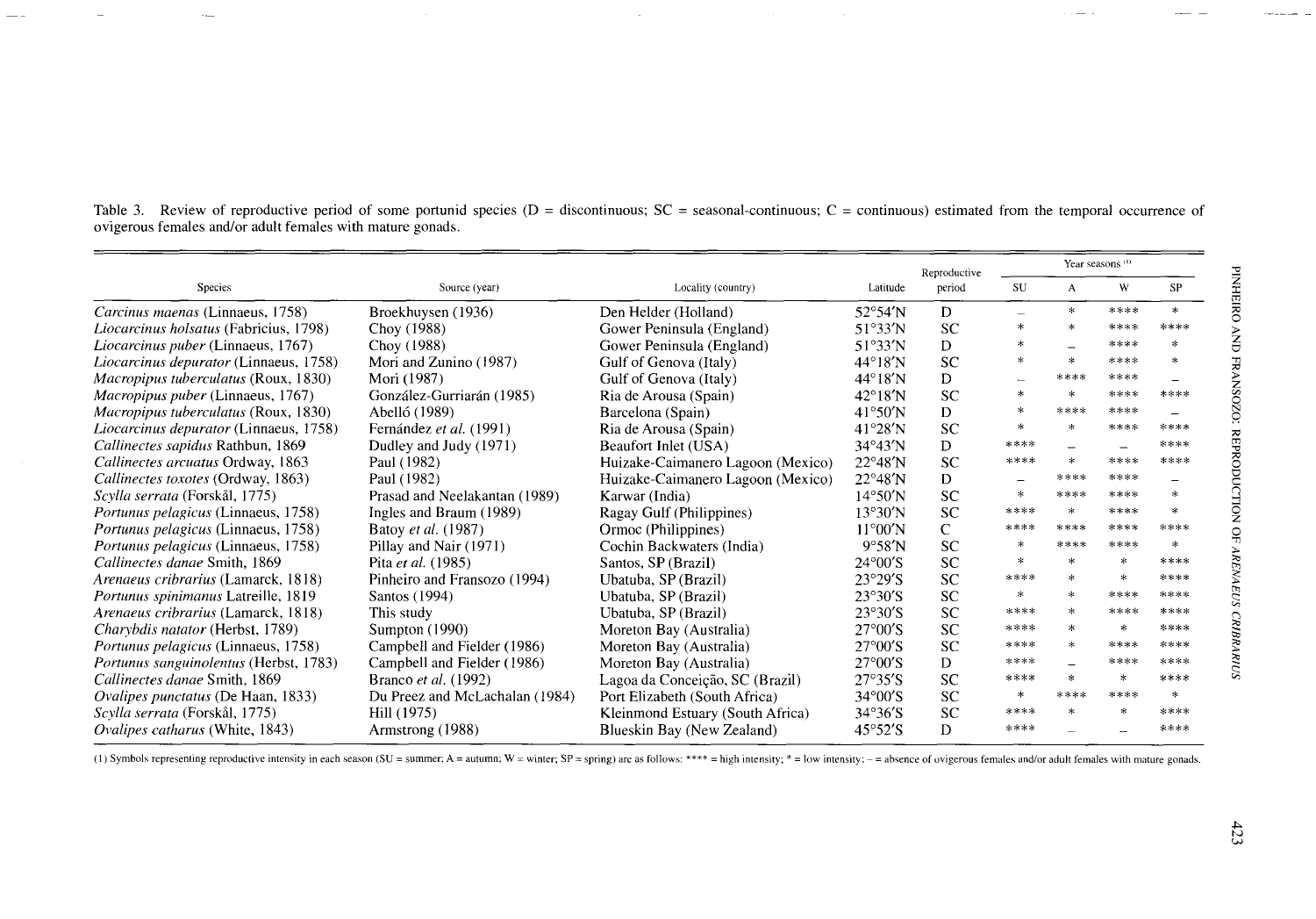Table 3. Review of reproductive period of some portunid species (D = discontinuous; SC = seasonal-continuous; C = continuous) estimated from the temporal occurrence of ovigerous females and/or adult females with mature gonads.

| Species | Source (year) | Locality (country) | Latitude | Reproductive period | Year seasons [1] | | | |
|---|---|---|---|---|---|---|---|---|
| | | | | | SU | A | W | SP |
| *Carcinus maenas* (Linnaeus, 1758) | Broekhuysen (1936) | Den Helder (Holland) | 52°54′N | D | – | * | **** | * |
| *Liocarcinus holsatus* (Fabricius, 1798) | Choy (1988) | Gower Peninsula (England) | 51°33′N | SC | * | * | **** | **** |
| *Liocarcinus puber* (Linnaeus, 1767) | Choy (1988) | Gower Peninsula (England) | 51°33′N | D | * | – | **** | * |
| *Liocarcinus depurator* (Linnaeus, 1758) | Mori and Zunino (1987) | Gulf of Genova (Italy) | 44°18′N | SC | * | * | **** | * |
| *Macropipus tuberculatus* (Roux, 1830) | Mori (1987) | Gulf of Genova (Italy) | 44°18′N | D | – | **** | **** | – |
| *Macropipus puber* (Linnaeus, 1767) | González-Gurriarán (1985) | Ria de Arousa (Spain) | 42°18′N | SC | * | * | **** | **** |
| *Macropipus tuberculatus* (Roux, 1830) | Abelló (1989) | Barcelona (Spain) | 41°50′N | D | * | **** | **** | – |
| *Liocarcinus depurator* (Linnaeus, 1758) | Fernández *et al.* (1991) | Ria de Arousa (Spain) | 41°28′N | SC | * | * | **** | **** |
| *Callinectes sapidus* Rathbun, 1869 | Dudley and Judy (1971) | Beaufort Inlet (USA) | 34°43′N | D | **** | – | – | **** |
| *Callinectes arcuatus* Ordway, 1863 | Paul (1982) | Huizake-Caimanero Lagoon (Mexico) | 22°48′N | SC | **** | * | **** | **** |
| *Callinectes toxotes* (Ordway, 1863) | Paul (1982) | Huizake-Caimanero Lagoon (Mexico) | 22°48′N | D | – | **** | **** | – |
| *Scylla serrata* (Forskål, 1775) | Prasad and Neelakantan (1989) | Karwar (India) | 14°50′N | SC | * | **** | **** | * |
| *Portunus pelagicus* (Linnaeus, 1758) | Ingles and Braum (1989) | Ragay Gulf (Philippines) | 13°30′N | SC | **** | * | **** | * |
| *Portunus pelagicus* (Linnaeus, 1758) | Batoy *et al.* (1987) | Ormoc (Philippines) | 11°00′N | C | **** | **** | **** | **** |
| *Portunus pelagicus* (Linnaeus, 1758) | Pillay and Nair (1971) | Cochin Backwaters (India) | 9°58′N | SC | * | **** | **** | * |
| *Callinectes danae* Smith, 1869 | Pita *et al.* (1985) | Santos, SP (Brazil) | 24°00′S | SC | * | * | * | **** |
| *Arenaeus cribrarius* (Lamarck, 1818) | Pinheiro and Fransozo (1994) | Ubatuba, SP (Brazil) | 23°29′S | SC | **** | * | * | **** |
| *Portunus spinimanus* Latreille, 1819 | Santos (1994) | Ubatuba, SP (Brazil) | 23°30′S | SC | * | * | **** | **** |
| *Arenaeus cribrarius* (Lamarck, 1818) | This study | Ubatuba, SP (Brazil) | 23°30′S | SC | **** | * | **** | **** |
| *Charybdis natator* (Herbst, 1789) | Sumpton (1990) | Moreton Bay (Australia) | 27°00′S | SC | **** | * | * | **** |
| *Portunus pelagicus* (Linnaeus, 1758) | Campbell and Fielder (1986) | Moreton Bay (Australia) | 27°00′S | SC | **** | * | **** | **** |
| *Portunus sanguinolentus* (Herbst, 1783) | Campbell and Fielder (1986) | Moreton Bay (Australia) | 27°00′S | D | **** | – | **** | **** |
| *Callinectes danae* Smith, 1869 | Branco *et al.* (1992) | Lagoa da Conceição, SC (Brazil) | 27°35′S | SC | **** | * | * | **** |
| *Ovalipes punctatus* (De Haan, 1833) | Du Preez and McLachalan (1984) | Port Elizabeth (South Africa) | 34°00′S | SC | * | **** | **** | * |
| *Scylla serrata* (Forskål, 1775) | Hill (1975) | Kleinmond Estuary (South Africa) | 34°36′S | SC | **** | * | * | **** |
| *Ovalipes catharus* (White, 1843) | Armstrong (1988) | Blueskin Bay (New Zealand) | 45°52′S | D | **** | – | – | **** |

(1) Symbols representing reproductive intensity in each season (SU = summer; A = autumn; W = winter; SP = spring) are as follows: **** = high intensity; * = low intensity; – = absence of ovigerous females and/or adult females with mature gonads.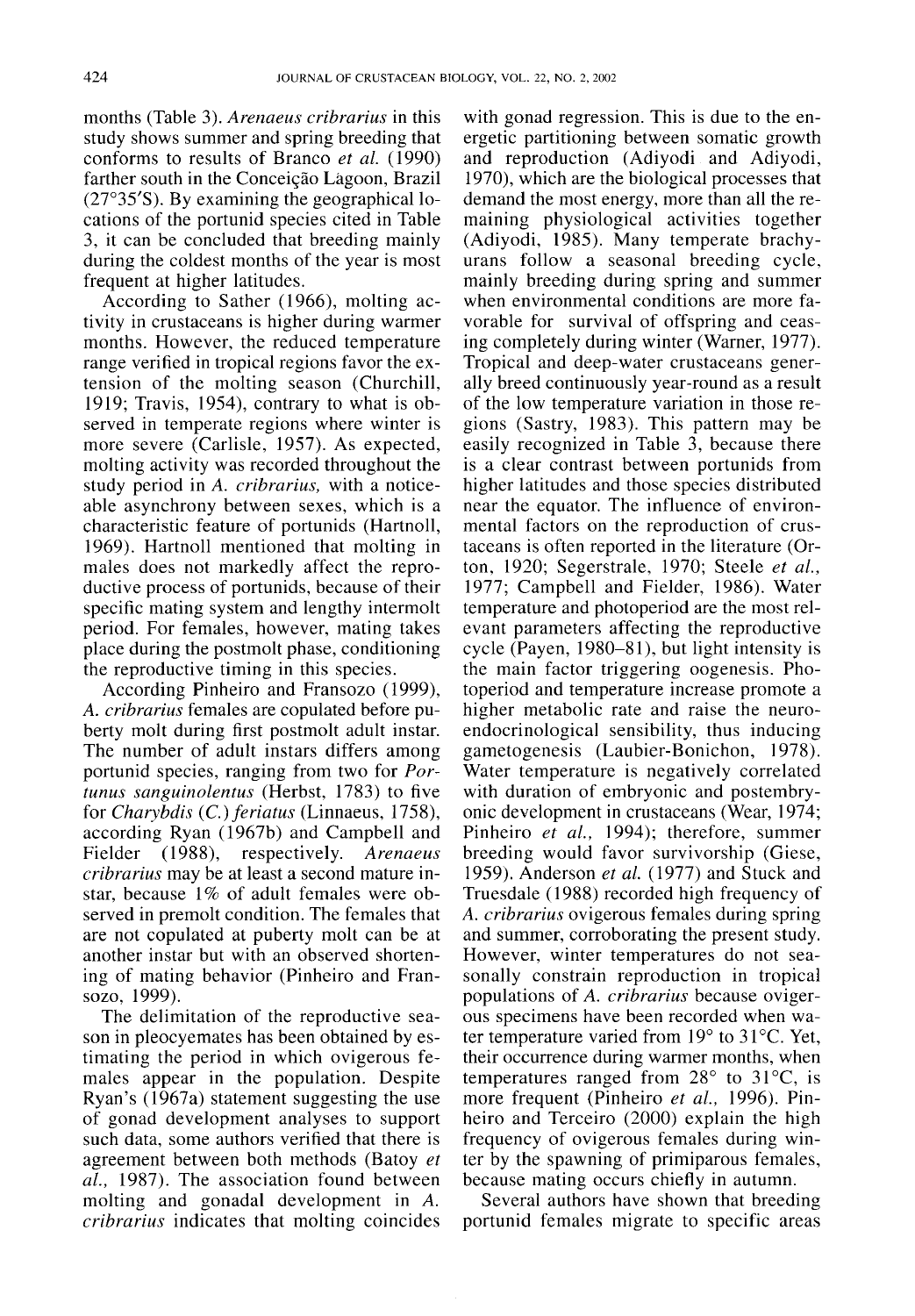months (Table 3). *Arenaeus cribrarius* in this study shows summer and spring breeding that conforms to results of Branco *et al.* (1990) farther south in the Conceição Lagoon, Brazil (27°35′S). By examining the geographical locations of the portunid species cited in Table 3, it can be concluded that breeding mainly during the coldest months of the year is most frequent at higher latitudes.

According to Sather (1966), molting activity in crustaceans is higher during warmer months. However, the reduced temperature range verified in tropical regions favor the extension of the molting season (Churchill, 1919; Travis, 1954), contrary to what is observed in temperate regions where winter is more severe (Carlisle, 1957). As expected, molting activity was recorded throughout the study period in *A. cribrarius,* with a noticeable asynchrony between sexes, which is a characteristic feature of portunids (Hartnoll, 1969). Hartnoll mentioned that molting in males does not markedly affect the reproductive process of portunids, because of their specific mating system and lengthy intermolt period. For females, however, mating takes place during the postmolt phase, conditioning the reproductive timing in this species.

According Pinheiro and Fransozo (1999), *A. cribrarius* females are copulated before puberty molt during first postmolt adult instar. The number of adult instars differs among portunid species, ranging from two for *Portunus sanguinolentus* (Herbst, 1783) to five for *Charybdis (C.) feriatus* (Linnaeus, 1758), according Ryan (1967b) and Campbell and Fielder (1988), respectively. *Arenaeus cribrarius* may be at least a second mature instar, because 1% of adult females were observed in premolt condition. The females that are not copulated at puberty molt can be at another instar but with an observed shortening of mating behavior (Pinheiro and Fransozo, 1999).

The delimitation of the reproductive season in pleocyemates has been obtained by estimating the period in which ovigerous females appear in the population. Despite Ryan's (1967a) statement suggesting the use of gonad development analyses to support such data, some authors verified that there is agreement between both methods (Batoy *et al.,* 1987). The association found between molting and gonadal development in *A. cribrarius* indicates that molting coincides with gonad regression. This is due to the energetic partitioning between somatic growth and reproduction (Adiyodi and Adiyodi, 1970), which are the biological processes that demand the most energy, more than all the remaining physiological activities together (Adiyodi, 1985). Many temperate brachyurans follow a seasonal breeding cycle, mainly breeding during spring and summer when environmental conditions are more favorable for survival of offspring and ceasing completely during winter (Warner, 1977). Tropical and deep-water crustaceans generally breed continuously year-round as a result of the low temperature variation in those regions (Sastry, 1983). This pattern may be easily recognized in Table 3, because there is a clear contrast between portunids from higher latitudes and those species distributed near the equator. The influence of environmental factors on the reproduction of crustaceans is often reported in the literature (Orton, 1920; Segerstrale, 1970; Steele *et al.,* 1977; Campbell and Fielder, 1986). Water temperature and photoperiod are the most relevant parameters affecting the reproductive cycle (Payen, 1980–81), but light intensity is the main factor triggering oogenesis. Photoperiod and temperature increase promote a higher metabolic rate and raise the neuroendocrinological sensibility, thus inducing gametogenesis (Laubier-Bonichon, 1978). Water temperature is negatively correlated with duration of embryonic and postembryonic development in crustaceans (Wear, 1974; Pinheiro *et al.,* 1994); therefore, summer breeding would favor survivorship (Giese, 1959). Anderson *et al.* (1977) and Stuck and Truesdale (1988) recorded high frequency of *A. cribrarius* ovigerous females during spring and summer, corroborating the present study. However, winter temperatures do not seasonally constrain reproduction in tropical populations of *A. cribrarius* because ovigerous specimens have been recorded when water temperature varied from 19° to 31°C. Yet, their occurrence during warmer months, when temperatures ranged from 28° to 31°C, is more frequent (Pinheiro *et al.,* 1996). Pinheiro and Terceiro (2000) explain the high frequency of ovigerous females during winter by the spawning of primiparous females, because mating occurs chiefly in autumn.

Several authors have shown that breeding portunid females migrate to specific areas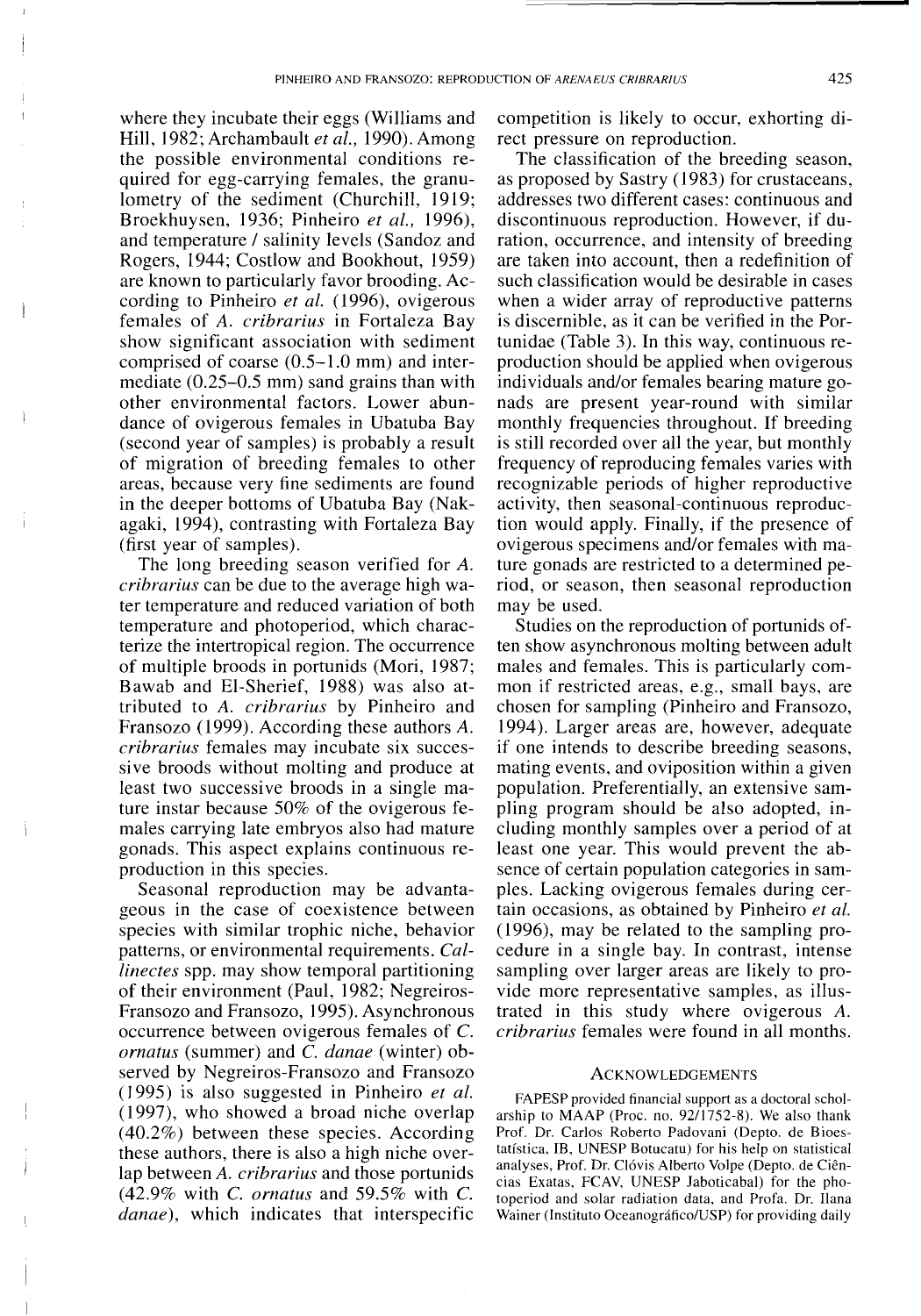where they incubate their eggs (Williams and Hill, 1982; Archambault *et al.*, 1990). Among the possible environmental conditions required for egg-carrying females, the granulometry of the sediment (Churchill, 1919; Broekhuysen, 1936; Pinheiro *et al.*, 1996), and temperature / salinity levels (Sandoz and Rogers, 1944; Costlow and Bookhout, 1959) are known to particularly favor brooding. According to Pinheiro *et al.* (1996), ovigerous females of *A. cribrarius* in Fortaleza Bay show significant association with sediment comprised of coarse (0.5–1.0 mm) and intermediate (0.25–0.5 mm) sand grains than with other environmental factors. Lower abundance of ovigerous females in Ubatuba Bay (second year of samples) is probably a result of migration of breeding females to other areas, because very fine sediments are found in the deeper bottoms of Ubatuba Bay (Nakagaki, 1994), contrasting with Fortaleza Bay (first year of samples).

The long breeding season verified for *A. cribrarius* can be due to the average high water temperature and reduced variation of both temperature and photoperiod, which characterize the intertropical region. The occurrence of multiple broods in portunids (Mori, 1987; Bawab and El-Sherief, 1988) was also attributed to *A. cribrarius* by Pinheiro and Fransozo (1999). According these authors *A. cribrarius* females may incubate six successive broods without molting and produce at least two successive broods in a single mature instar because 50% of the ovigerous females carrying late embryos also had mature gonads. This aspect explains continuous reproduction in this species.

Seasonal reproduction may be advantageous in the case of coexistence between species with similar trophic niche, behavior patterns, or environmental requirements. *Callinectes* spp. may show temporal partitioning of their environment (Paul, 1982; Negreiros-Fransozo and Fransozo, 1995). Asynchronous occurrence between ovigerous females of *C. ornatus* (summer) and *C. danae* (winter) observed by Negreiros-Fransozo and Fransozo (1995) is also suggested in Pinheiro *et al.* (1997), who showed a broad niche overlap (40.2%) between these species. According these authors, there is also a high niche overlap between *A. cribrarius* and those portunids (42.9% with *C. ornatus* and 59.5% with *C. danae*), which indicates that interspecific competition is likely to occur, exhorting direct pressure on reproduction.

The classification of the breeding season, as proposed by Sastry (1983) for crustaceans, addresses two different cases: continuous and discontinuous reproduction. However, if duration, occurrence, and intensity of breeding are taken into account, then a redefinition of such classification would be desirable in cases when a wider array of reproductive patterns is discernible, as it can be verified in the Portunidae (Table 3). In this way, continuous reproduction should be applied when ovigerous individuals and/or females bearing mature gonads are present year-round with similar monthly frequencies throughout. If breeding is still recorded over all the year, but monthly frequency of reproducing females varies with recognizable periods of higher reproductive activity, then seasonal-continuous reproduction would apply. Finally, if the presence of ovigerous specimens and/or females with mature gonads are restricted to a determined period, or season, then seasonal reproduction may be used.

Studies on the reproduction of portunids often show asynchronous molting between adult males and females. This is particularly common if restricted areas, e.g., small bays, are chosen for sampling (Pinheiro and Fransozo, 1994). Larger areas are, however, adequate if one intends to describe breeding seasons, mating events, and oviposition within a given population. Preferentially, an extensive sampling program should be also adopted, including monthly samples over a period of at least one year. This would prevent the absence of certain population categories in samples. Lacking ovigerous females during certain occasions, as obtained by Pinheiro *et al.* (1996), may be related to the sampling procedure in a single bay. In contrast, intense sampling over larger areas are likely to provide more representative samples, as illustrated in this study where ovigerous *A. cribrarius* females were found in all months.

## Acknowledgements

FAPESP provided financial support as a doctoral scholarship to MAAP (Proc. no. 92/1752-8). We also thank Prof. Dr. Carlos Roberto Padovani (Depto. de Bioestatística, IB, UNESP Botucatu) for his help on statistical analyses, Prof. Dr. Clóvis Alberto Volpe (Depto. de Ciências Exatas, FCAV, UNESP Jaboticabal) for the photoperiod and solar radiation data, and Profa. Dr. Ilana Wainer (Instituto Oceanográfico/USP) for providing daily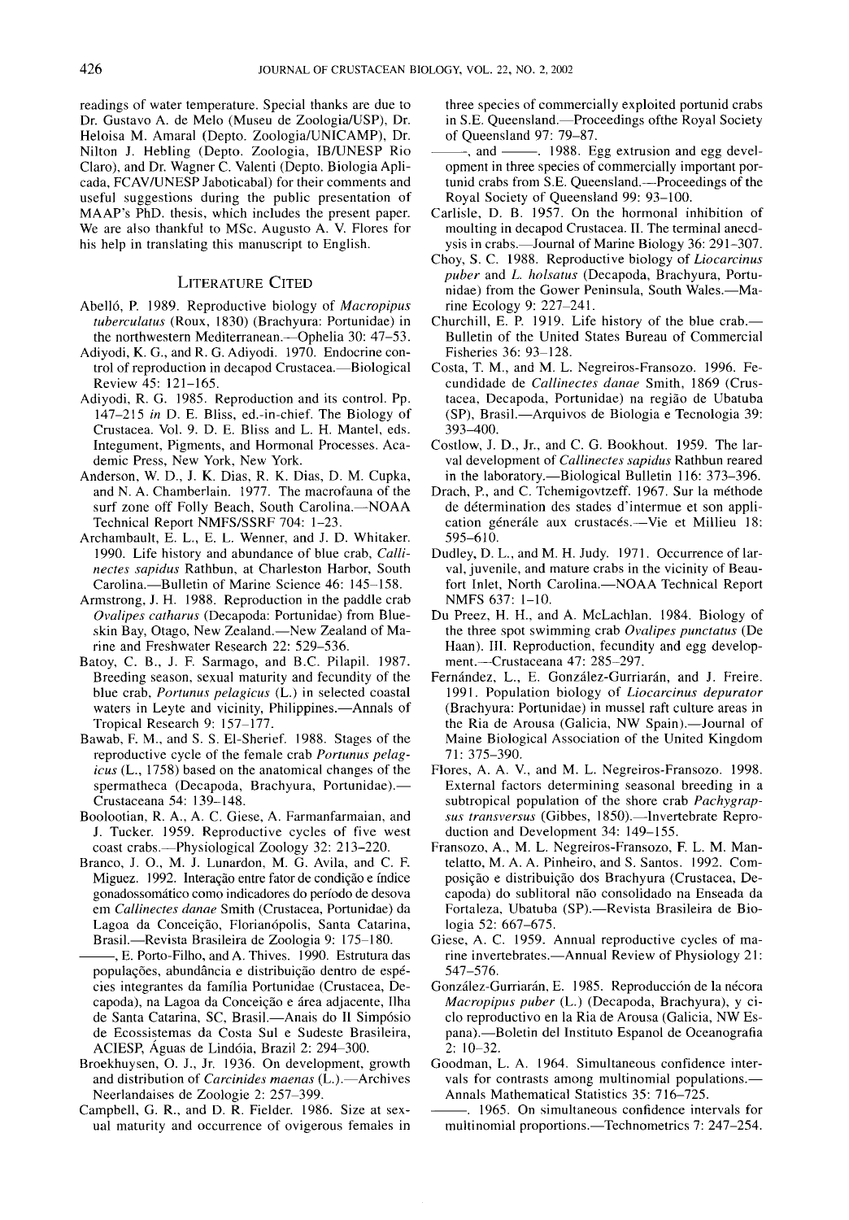readings of water temperature. Special thanks are due to Dr. Gustavo A. de Melo (Museu de Zoologia/USP), Dr. Heloisa M. Amaral (Depto. Zoologia/UNICAMP), Dr. Nilton J. Hebling (Depto. Zoologia, IB/UNESP Rio Claro), and Dr. Wagner C. Valenti (Depto. Biologia Aplicada, FCAV/UNESP Jaboticabal) for their comments and useful suggestions during the public presentation of MAAP's PhD. thesis, which includes the present paper. We are also thankful to MSc. Augusto A. V. Flores for his help in translating this manuscript to English.

## Literature Cited

Abelló, P. 1989. Reproductive biology of *Macropipus tuberculatus* (Roux, 1830) (Brachyura: Portunidae) in the northwestern Mediterranean.—Ophelia 30: 47–53.

Adiyodi, K. G., and R. G. Adiyodi. 1970. Endocrine control of reproduction in decapod Crustacea.—Biological Review 45: 121–165.

Adiyodi, R. G. 1985. Reproduction and its control. Pp. 147–215 *in* D. E. Bliss, ed.-in-chief. The Biology of Crustacea. Vol. 9. D. E. Bliss and L. H. Mantel, eds. Integument, Pigments, and Hormonal Processes. Academic Press, New York, New York.

Anderson, W. D., J. K. Dias, R. K. Dias, D. M. Cupka, and N. A. Chamberlain. 1977. The macrofauna of the surf zone off Folly Beach, South Carolina.—NOAA Technical Report NMFS/SSRF 704: 1–23.

Archambault, E. L., E. L. Wenner, and J. D. Whitaker. 1990. Life history and abundance of blue crab, *Callinectes sapidus* Rathbun, at Charleston Harbor, South Carolina.—Bulletin of Marine Science 46: 145–158.

Armstrong, J. H. 1988. Reproduction in the paddle crab *Ovalipes catharus* (Decapoda: Portunidae) from Blueskin Bay, Otago, New Zealand.—New Zealand of Marine and Freshwater Research 22: 529–536.

Batoy, C. B., J. F. Sarmago, and B.C. Pilapil. 1987. Breeding season, sexual maturity and fecundity of the blue crab, *Portunus pelagicus* (L.) in selected coastal waters in Leyte and vicinity, Philippines.—Annals of Tropical Research 9: 157–177.

Bawab, F. M., and S. S. El-Sherief. 1988. Stages of the reproductive cycle of the female crab *Portunus pelagicus* (L., 1758) based on the anatomical changes of the spermatheca (Decapoda, Brachyura, Portunidae).—Crustaceana 54: 139–148.

Boolootian, R. A., A. C. Giese, A. Farmanfarmaian, and J. Tucker. 1959. Reproductive cycles of five west coast crabs.—Physiological Zoology 32: 213–220.

Branco, J. O., M. J. Lunardon, M. G. Avila, and C. F. Miguez. 1992. Interação entre fator de condição e índice gonadossomático como indicadores do período de desova em *Callinectes danae* Smith (Crustacea, Portunidae) da Lagoa da Conceição, Florianópolis, Santa Catarina, Brasil.—Revista Brasileira de Zoologia 9: 175–180.

———, E. Porto-Filho, and A. Thives. 1990. Estrutura das populações, abundância e distribuição dentro de espécies integrantes da família Portunidae (Crustacea, Decapoda), na Lagoa da Conceição e área adjacente, Ilha de Santa Catarina, SC, Brasil.—Anais do II Simpósio de Ecossistemas da Costa Sul e Sudeste Brasileira, ACIESP, Águas de Lindóia, Brazil 2: 294–300.

Broekhuysen, O. J., Jr. 1936. On development, growth and distribution of *Carcinides maenas* (L.).—Archives Neerlandaises de Zoologie 2: 257–399.

Campbell, G. R., and D. R. Fielder. 1986. Size at sexual maturity and occurrence of ovigerous females in three species of commercially exploited portunid crabs in S.E. Queensland.—Proceedings ofthe Royal Society of Queensland 97: 79–87.

———, and ———. 1988. Egg extrusion and egg development in three species of commercially important portunid crabs from S.E. Queensland.—Proceedings of the Royal Society of Queensland 99: 93–100.

Carlisle, D. B. 1957. On the hormonal inhibition of moulting in decapod Crustacea. II. The terminal anecdysis in crabs.—Journal of Marine Biology 36: 291–307.

Choy, S. C. 1988. Reproductive biology of *Liocarcinus puber* and *L. holsatus* (Decapoda, Brachyura, Portunidae) from the Gower Peninsula, South Wales.—Marine Ecology 9: 227–241.

Churchill, E. P. 1919. Life history of the blue crab.—Bulletin of the United States Bureau of Commercial Fisheries 36: 93–128.

Costa, T. M., and M. L. Negreiros-Fransozo. 1996. Fecundidade de *Callinectes danae* Smith, 1869 (Crustacea, Decapoda, Portunidae) na região de Ubatuba (SP), Brasil.—Arquivos de Biologia e Tecnologia 39: 393–400.

Costlow, J. D., Jr., and C. G. Bookhout. 1959. The larval development of *Callinectes sapidus* Rathbun reared in the laboratory.—Biological Bulletin 116: 373–396.

Drach, P., and C. Tchemigovtzeff. 1967. Sur la méthode de détermination des stades d'intermue et son application génerále aux crustacés.—Vie et Millieu 18: 595–610.

Dudley, D. L., and M. H. Judy. 1971. Occurrence of larval, juvenile, and mature crabs in the vicinity of Beaufort Inlet, North Carolina.—NOAA Technical Report NMFS 637: 1–10.

Du Preez, H. H., and A. McLachlan. 1984. Biology of the three spot swimming crab *Ovalipes punctatus* (De Haan). III. Reproduction, fecundity and egg development.—Crustaceana 47: 285–297.

Fernández, L., E. González-Gurriarán, and J. Freire. 1991. Population biology of *Liocarcinus depurator* (Brachyura: Portunidae) in mussel raft culture areas in the Ria de Arousa (Galicia, NW Spain).—Journal of Maine Biological Association of the United Kingdom 71: 375–390.

Flores, A. A. V., and M. L. Negreiros-Fransozo. 1998. External factors determining seasonal breeding in a subtropical population of the shore crab *Pachygrapsus transversus* (Gibbes, 1850).—Invertebrate Reproduction and Development 34: 149–155.

Fransozo, A., M. L. Negreiros-Fransozo, F. L. M. Mantelatto, M. A. A. Pinheiro, and S. Santos. 1992. Composição e distribuição dos Brachyura (Crustacea, Decapoda) do sublitoral não consolidado na Enseada da Fortaleza, Ubatuba (SP).—Revista Brasileira de Biologia 52: 667–675.

Giese, A. C. 1959. Annual reproductive cycles of marine invertebrates.—Annual Review of Physiology 21: 547–576.

González-Gurriarán, E. 1985. Reproducción de la nécora *Macropipus puber* (L.) (Decapoda, Brachyura), y ciclo reproductivo en la Ria de Arousa (Galicia, NW Espana).—Boletin del Instituto Espanol de Oceanografia 2: 10–32.

Goodman, L. A. 1964. Simultaneous confidence intervals for contrasts among multinomial populations.—Annals Mathematical Statistics 35: 716–725.

———. 1965. On simultaneous confidence intervals for multinomial proportions.—Technometrics 7: 247–254.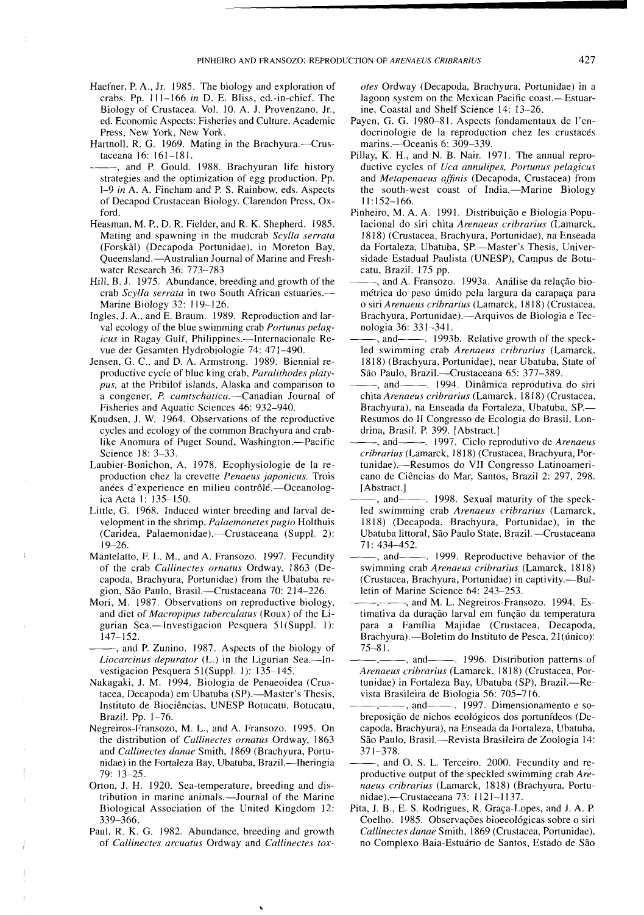Haefner, P. A., Jr. 1985. The biology and exploration of crabs. Pp. 111–166 *in* D. E. Bliss, ed.-in-chief. The Biology of Crustacea. Vol. 10. A. J. Provenzano, Jr., ed. Economic Aspects: Fisheries and Culture. Academic Press, New York, New York.

Hartnoll, R. G. 1969. Mating in the Brachyura.—Crustaceana 16: 161–181.

———, and P. Gould. 1988. Brachyuran life history strategies and the optimization of egg production. Pp. 1–9 *in* A. A. Fincham and P. S. Rainbow, eds. Aspects of Decapod Crustacean Biology. Clarendon Press, Oxford.

Heasman, M. P., D. R. Fielder, and R. K. Shepherd. 1985. Mating and spawning in the mudcrab *Scylla serrata* (Forskål) (Decapoda Portunidae), in Moreton Bay, Queensland.—Australian Journal of Marine and Freshwater Research 36: 773–783

Hill, B. J. 1975. Abundance, breeding and growth of the crab *Scylla serrata* in two South African estuaries.—Marine Biology 32: 119–126.

Ingles, J. A., and E. Braum. 1989. Reproduction and larval ecology of the blue swimming crab *Portunus pelagicus* in Ragay Gulf, Philippines.—Internacionale Revue der Gesamten Hydrobiologie 74: 471–490.

Jensen, G. C., and D. A. Armstrong. 1989. Biennial reproductive cycle of blue king crab, *Paralithodes platypus*, at the Pribilof islands, Alaska and comparison to a congener, *P. camtschatica*.—Canadian Journal of Fisheries and Aquatic Sciences 46: 932–940.

Knudsen, J. W. 1964. Observations of the reproductive cycles and ecology of the common Brachyura and crablike Anomura of Puget Sound, Washington.—Pacific Science 18: 3–33.

Laubier-Bonichon, A. 1978. Ecophysiologie de la reproduction chez la crevette *Penaeus japonicus*. Trois anées d'experience en milieu contrôlé.—Oceanologica Acta 1: 135–150.

Little, G. 1968. Induced winter breeding and larval development in the shrimp, *Palaemonetes pugio* Holthuis (Caridea, Palaemonidae).—Crustaceana (Suppl. 2): 19–26.

Mantelatto, F. L. M., and A. Fransozo. 1997. Fecundity of the crab *Callinectes ornatus* Ordway, 1863 (Decapoda, Brachyura, Portunidae) from the Ubatuba region, São Paulo, Brasil.—Crustaceana 70: 214–226.

Mori, M. 1987. Observations on reproductive biology, and diet of *Macropipus tuberculatus* (Roux) of the Ligurian Sea.—Investigacion Pesquera 51(Suppl. 1): 147–152.

———, and P. Zunino. 1987. Aspects of the biology of *Liocarcinus depurator* (L.) in the Ligurian Sea.—Investigacion Pesquera 51(Suppl. 1): 135–145.

Nakagaki, J. M. 1994. Biologia de Penaeoidea (Crustacea, Decapoda) em Ubatuba (SP).—Master's Thesis, Instituto de Biociências, UNESP Botucatu, Botucatu, Brazil. Pp. 1–76.

Negreiros-Fransozo, M. L., and A. Fransozo. 1995. On the distribution of *Callinectes ornatus* Ordway, 1863 and *Callinectes danae* Smith, 1869 (Brachyura, Portunidae) in the Fortaleza Bay, Ubatuba, Brazil.—Iheringia 79: 13–25.

Orton, J. H. 1920. Sea-temperature, breeding and distribution in marine animals.—Journal of the Marine Biological Association of the United Kingdom 12: 339–366.

Paul, R. K. G. 1982. Abundance, breeding and growth of *Callinectes arcuatus* Ordway and *Callinectes toxotes* Ordway (Decapoda, Brachyura, Portunidae) in a lagoon system on the Mexican Pacific coast.—Estuarine, Coastal and Shelf Science 14: 13–26.

Payen, G. G. 1980–81. Aspects fondamentaux de l'endocrinologie de la reproduction chez les crustacés marins.—Oceanis 6: 309–339.

Pillay, K. H., and N. B. Nair. 1971. The annual reproductive cycles of *Uca annulipes*, *Portunus pelagicus* and *Metapenaeus affinis* (Decapoda, Crustacea) from the south-west coast of India.—Marine Biology 11:152–166.

Pinheiro, M. A. A. 1991. Distribuição e Biologia Populacional do siri chita *Arenaeus cribrarius* (Lamarck, 1818) (Crustacea, Brachyura, Portunidae), na Enseada da Fortaleza, Ubatuba, SP.—Master's Thesis, Universidade Estadual Paulista (UNESP), Campus de Botucatu, Brazil. 175 pp.

———, and A. Fransozo. 1993a. Análise da relação biométrica do peso úmido pela largura da carapaça para o siri *Arenaeus cribrarius* (Lamarck, 1818) (Crustacea, Brachyura, Portunidae).—Arquivos de Biologia e Tecnologia 36: 331–341.

———, and———. 1993b. Relative growth of the speckled swimming crab *Arenaeus cribrarius* (Lamarck, 1818) (Brachyura, Portunidae), near Ubatuba, State of São Paulo, Brazil.—Crustaceana 65: 377–389.

———, and———. 1994. Dinâmica reprodutiva do siri chita *Arenaeus cribrarius* (Lamarck, 1818) (Crustacea, Brachyura), na Enseada da Fortaleza, Ubatuba, SP.—Resumos do II Congresso de Ecologia do Brasil, Londrina, Brasil. P. 399. [Abstract.]

———, and———. 1997. Ciclo reprodutivo de *Arenaeus cribrarius* (Lamarck, 1818) (Crustacea, Brachyura, Portunidae).—Resumos do VII Congresso Latinoamericano de Ciências do Mar, Santos, Brazil 2: 297, 298. [Abstract.]

———, and———. 1998. Sexual maturity of the speckled swimming crab *Arenaeus cribrarius* (Lamarck, 1818) (Decapoda, Brachyura, Portunidae), in the Ubatuba littoral, São Paulo State, Brazil.—Crustaceana 71: 434–452.

———, and———. 1999. Reproductive behavior of the swimming crab *Arenaeus cribrarius* (Lamarck, 1818) (Crustacea, Brachyura, Portunidae) in captivity.—Bulletin of Marine Science 64: 243–253.

———,———, and M. L. Negreiros-Fransozo. 1994. Estimativa da duração larval em função da temperatura para a Família Majidae (Crustacea, Decapoda, Brachyura).—Boletim do Instituto de Pesca, 21(único): 75–81.

———,———, and———. 1996. Distribution patterns of *Arenaeus cribrarius* (Lamarck, 1818) (Crustacea, Portunidae) in Fortaleza Bay, Ubatuba (SP), Brazil.—Revista Brasileira de Biologia 56: 705–716.

———,———, and———. 1997. Dimensionamento e sobreposição de nichos ecológicos dos portunídeos (Decapoda, Brachyura), na Enseada da Fortaleza, Ubatuba, São Paulo, Brasil.—Revista Brasileira de Zoologia 14: 371–378.

———, and O. S. L. Terceiro. 2000. Fecundity and reproductive output of the speckled swimming crab *Arenaeus cribrarius* (Lamarck, 1818) (Brachyura, Portunidae).—Crustaceana 73: 1121–1137.

Pita, J. B., E. S. Rodrigues, R. Graça-Lopes, and J. A. P. Coelho. 1985. Observações bioecológicas sobre o siri *Callinectes danae* Smith, 1869 (Crustacea, Portunidae), no Complexo Baia-Estuário de Santos, Estado de São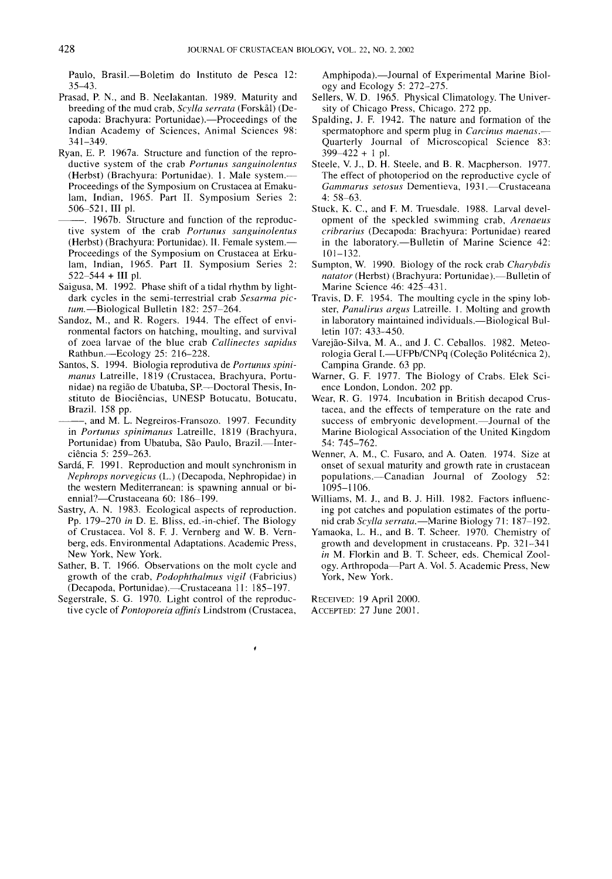Paulo, Brasil.—Boletim do Instituto de Pesca 12: 35–43.

Prasad, P. N., and B. Neelakantan. 1989. Maturity and breeding of the mud crab, *Scylla serrata* (Forskål) (Decapoda: Brachyura: Portunidae).—Proceedings of the Indian Academy of Sciences, Animal Sciences 98: 341–349.

Ryan, E. P. 1967a. Structure and function of the reproductive system of the crab *Portunus sanguinolentus* (Herbst) (Brachyura: Portunidae). 1. Male system.—Proceedings of the Symposium on Crustacea at Emakulam, Indian, 1965. Part II. Symposium Series 2: 506–521, III pl.

———. 1967b. Structure and function of the reproductive system of the crab *Portunus sanguinolentus* (Herbst) (Brachyura: Portunidae). II. Female system.—Proceedings of the Symposium on Crustacea at Erkulam, Indian, 1965. Part II. Symposium Series 2: 522–544 + III pl.

Saigusa, M. 1992. Phase shift of a tidal rhythm by light-dark cycles in the semi-terrestrial crab *Sesarma pictum*.—Biological Bulletin 182: 257–264.

Sandoz, M., and R. Rogers. 1944. The effect of environmental factors on hatching, moulting, and survival of zoea larvae of the blue crab *Callinectes sapidus* Rathbun.—Ecology 25: 216–228.

Santos, S. 1994. Biologia reprodutiva de *Portunus spinimanus* Latreille, 1819 (Crustacea, Brachyura, Portunidae) na região de Ubatuba, SP.—Doctoral Thesis, Instituto de Biociências, UNESP Botucatu, Botucatu, Brazil. 158 pp.

———, and M. L. Negreiros-Fransozo. 1997. Fecundity in *Portunus spinimanus* Latreille, 1819 (Brachyura, Portunidae) from Ubatuba, São Paulo, Brazil.—Interciência 5: 259–263.

Sardá, F. 1991. Reproduction and moult synchronism in *Nephrops norvegicus* (L.) (Decapoda, Nephropidae) in the western Mediterranean: is spawning annual or biennial?—Crustaceana 60: 186–199.

Sastry, A. N. 1983. Ecological aspects of reproduction. Pp. 179–270 *in* D. E. Bliss, ed.-in-chief. The Biology of Crustacea. Vol 8. F. J. Vernberg and W. B. Vernberg, eds. Environmental Adaptations. Academic Press, New York, New York.

Sather, B. T. 1966. Observations on the molt cycle and growth of the crab, *Podophthalmus vigil* (Fabricius) (Decapoda, Portunidae).—Crustaceana 11: 185–197.

Segerstrale, S. G. 1970. Light control of the reproductive cycle of *Pontoporeia affinis* Lindstrom (Crustacea, Amphipoda).—Journal of Experimental Marine Biology and Ecology 5: 272–275.

Sellers, W. D. 1965. Physical Climatology. The University of Chicago Press, Chicago. 272 pp.

Spalding, J. F. 1942. The nature and formation of the spermatophore and sperm plug in *Carcinus maenas*.—Quarterly Journal of Microscopical Science 83: 399–422 + 1 pl.

Steele, V. J., D. H. Steele, and B. R. Macpherson. 1977. The effect of photoperiod on the reproductive cycle of *Gammarus setosus* Dementieva, 1931.—Crustaceana 4: 58–63.

Stuck, K. C., and F. M. Truesdale. 1988. Larval development of the speckled swimming crab, *Arenaeus cribrarius* (Decapoda: Brachyura: Portunidae) reared in the laboratory.—Bulletin of Marine Science 42: 101–132.

Sumpton, W. 1990. Biology of the rock crab *Charybdis natator* (Herbst) (Brachyura: Portunidae).—Bulletin of Marine Science 46: 425–431.

Travis, D. F. 1954. The moulting cycle in the spiny lobster, *Panulirus argus* Latreille. 1. Molting and growth in laboratory maintained individuals.—Biological Bulletin 107: 433–450.

Varejão-Silva, M. A., and J. C. Ceballos. 1982. Meteorologia Geral I.—UFPb/CNPq (Coleção Politécnica 2), Campina Grande. 63 pp.

Warner, G. F. 1977. The Biology of Crabs. Elek Science London, London. 202 pp.

Wear, R. G. 1974. Incubation in British decapod Crustacea, and the effects of temperature on the rate and success of embryonic development.—Journal of the Marine Biological Association of the United Kingdom 54: 745–762.

Wenner, A. M., C. Fusaro, and A. Oaten. 1974. Size at onset of sexual maturity and growth rate in crustacean populations.—Canadian Journal of Zoology 52: 1095–1106.

Williams, M. J., and B. J. Hill. 1982. Factors influencing pot catches and population estimates of the portunid crab *Scylla serrata*.—Marine Biology 71: 187–192.

Yamaoka, L. H., and B. T. Scheer. 1970. Chemistry of growth and development in crustaceans. Pp. 321–341 *in* M. Florkin and B. T. Scheer, eds. Chemical Zoology. Arthropoda—Part A. Vol. 5. Academic Press, New York, New York.

RECEIVED: 19 April 2000.
ACCEPTED: 27 June 2001.